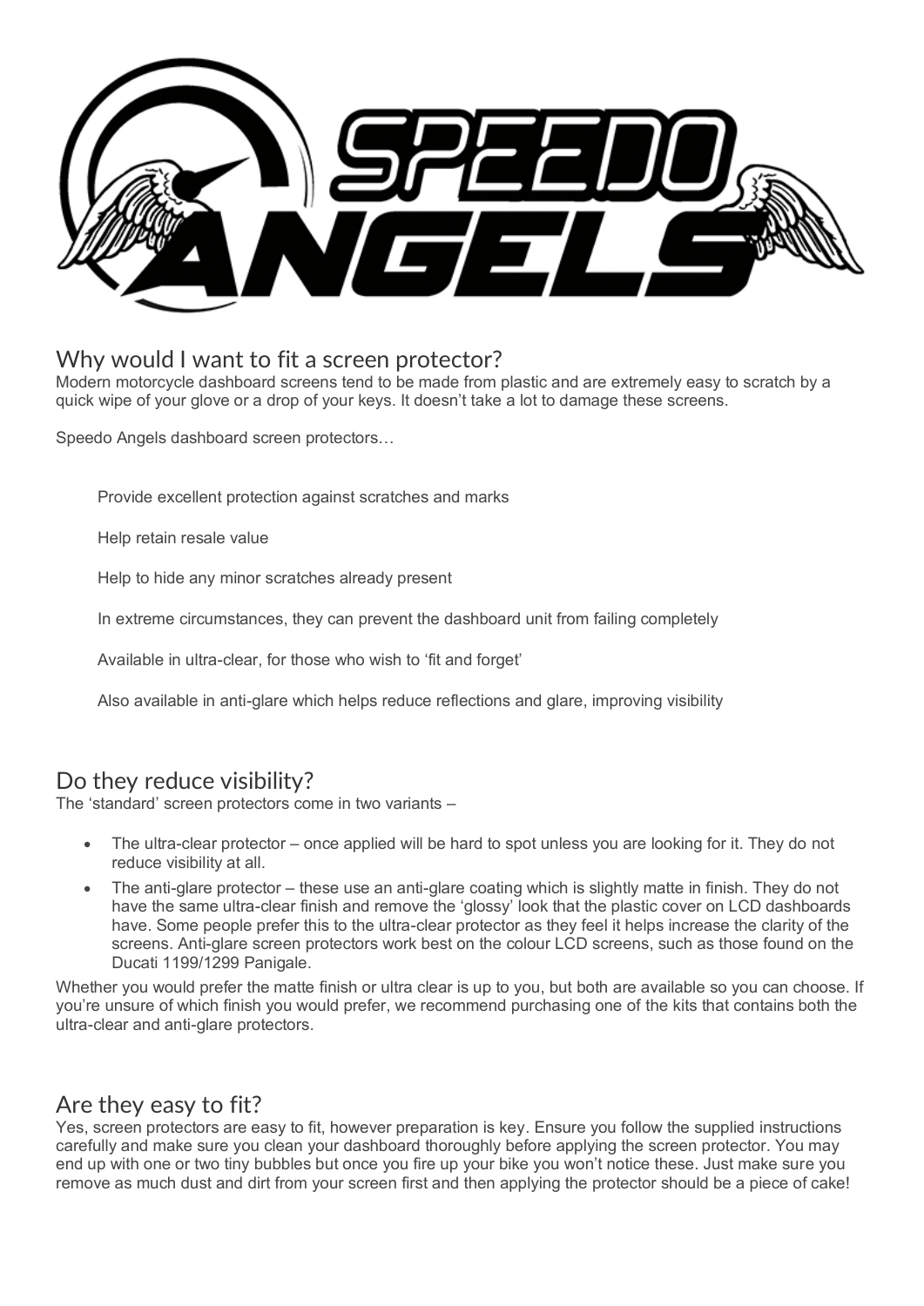## Why would I want to fit a screen protector?

Modern motorcycle dashboard screens tend to be made from plastic and are extremely easy to scratch by a quick wipe of your glove or a drop of your keys. It doesn't take a lot to damage these screens.

Speedo Angels dashboard screen protectors…

- Provide excellent protection against scratches and marks
- Help retain resale value
- Help to hide any minor scratches already present
- In extreme circumstances, they can prevent the dashboard unit from failing completely
- Available in ultra-clear, for those who wish to 'fit and forget'
- Also available in anti-glare which helps reduce reflections and glare, improving visibility

## Do they reduce visibility?

The 'standard' screen protectors come in two variants –

- The ultra-clear protector – once applied will be hard to spot unless you are looking for it. They do not reduce visibility at all.
- The anti-glare protector – these use an anti-glare coating which is slightly matte in finish. They do not have the same ultra-clear finish and remove the 'glossy' look that the plastic cover on LCD dashboards have. Some people prefer this to the ultra-clear protector as they feel it helps increase the clarity of the screens. Anti-glare screen protectors work best on the colour LCD screens, such as those found on the Ducati 1199/1299 Panigale.

Whether you would prefer the matte finish or ultra clear is up to you, but both are available so you can choose. If you're unsure of which finish you would prefer, we recommend purchasing one of the kits that contains both the ultra-clear and anti-glare protectors.

## Are they easy to fit?

Yes, screen protectors are easy to fit, however preparation is key. Ensure you follow the supplied instructions carefully and make sure you clean your dashboard thoroughly before applying the screen protector. You may end up with one or two tiny bubbles but once you fire up your bike you won't notice these. Just make sure you remove as much dust and dirt from your screen first and then applying the protector should be a piece of cake!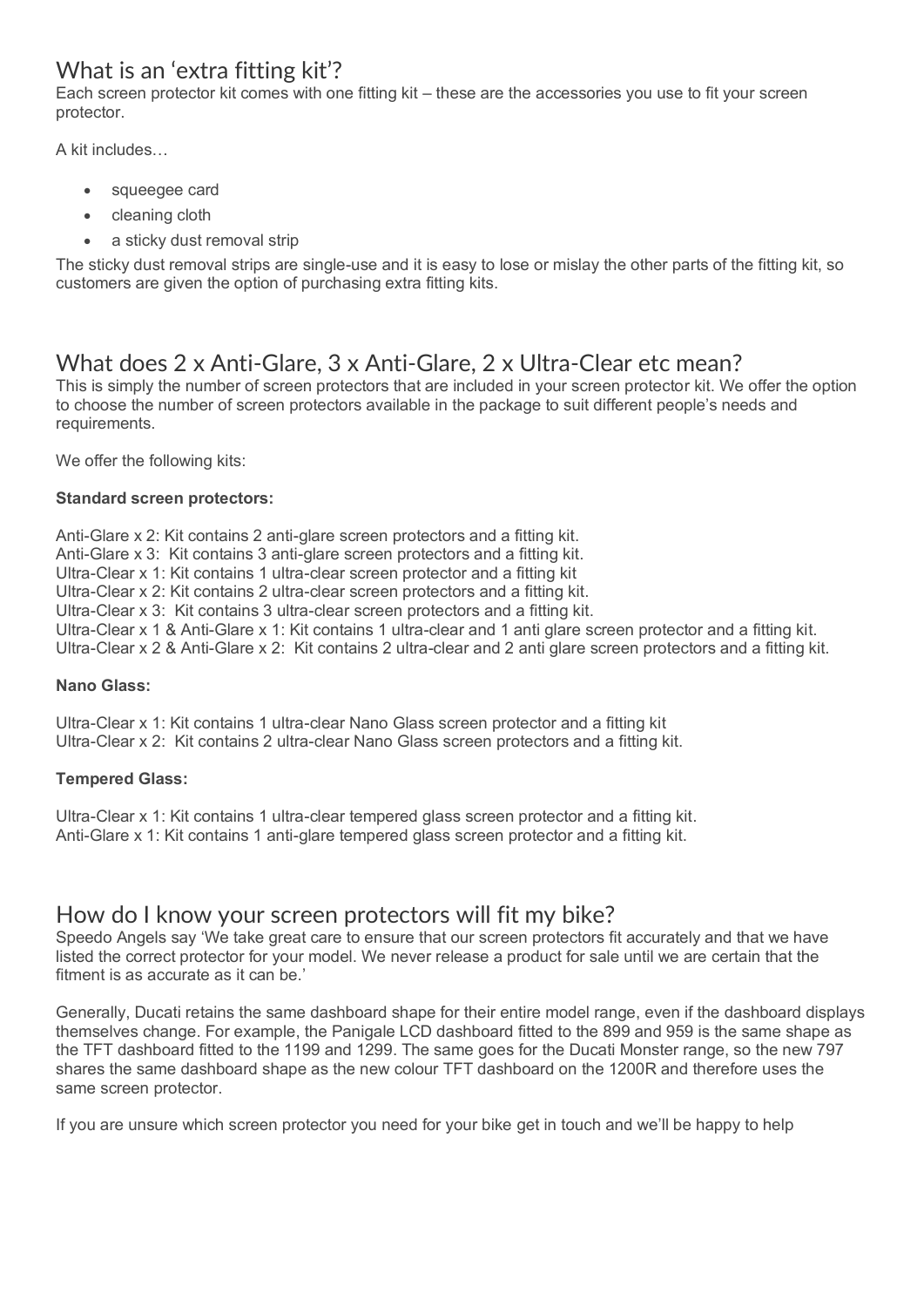## What is an 'extra fitting kit'?

Each screen protector kit comes with one fitting kit – these are the accessories you use to fit your screen protector.

A kit includes…

- squeegee card
- cleaning cloth
- a sticky dust removal strip

The sticky dust removal strips are single-use and it is easy to lose or mislay the other parts of the fitting kit, so customers are given the option of purchasing extra fitting kits.

## What does 2 x Anti-Glare, 3 x Anti-Glare, 2 x Ultra-Clear etc mean?

This is simply the number of screen protectors that are included in your screen protector kit. We offer the option to choose the number of screen protectors available in the package to suit different people's needs and requirements.

We offer the following kits:

**Standard screen protectors:**

Anti-Glare x 2: Kit contains 2 anti-glare screen protectors and a fitting kit.
Anti-Glare x 3: Kit contains 3 anti-glare screen protectors and a fitting kit.
Ultra-Clear x 1: Kit contains 1 ultra-clear screen protector and a fitting kit
Ultra-Clear x 2: Kit contains 2 ultra-clear screen protectors and a fitting kit.
Ultra-Clear x 3: Kit contains 3 ultra-clear screen protectors and a fitting kit.
Ultra-Clear x 1 & Anti-Glare x 1: Kit contains 1 ultra-clear and 1 anti glare screen protector and a fitting kit.
Ultra-Clear x 2 & Anti-Glare x 2: Kit contains 2 ultra-clear and 2 anti glare screen protectors and a fitting kit.

**Nano Glass:**

Ultra-Clear x 1: Kit contains 1 ultra-clear Nano Glass screen protector and a fitting kit
Ultra-Clear x 2: Kit contains 2 ultra-clear Nano Glass screen protectors and a fitting kit.

**Tempered Glass:**

Ultra-Clear x 1: Kit contains 1 ultra-clear tempered glass screen protector and a fitting kit.
Anti-Glare x 1: Kit contains 1 anti-glare tempered glass screen protector and a fitting kit.

## How do I know your screen protectors will fit my bike?

Speedo Angels say 'We take great care to ensure that our screen protectors fit accurately and that we have listed the correct protector for your model. We never release a product for sale until we are certain that the fitment is as accurate as it can be.'

Generally, Ducati retains the same dashboard shape for their entire model range, even if the dashboard displays themselves change. For example, the Panigale LCD dashboard fitted to the 899 and 959 is the same shape as the TFT dashboard fitted to the 1199 and 1299. The same goes for the Ducati Monster range, so the new 797 shares the same dashboard shape as the new colour TFT dashboard on the 1200R and therefore uses the same screen protector.

If you are unsure which screen protector you need for your bike get in touch and we'll be happy to help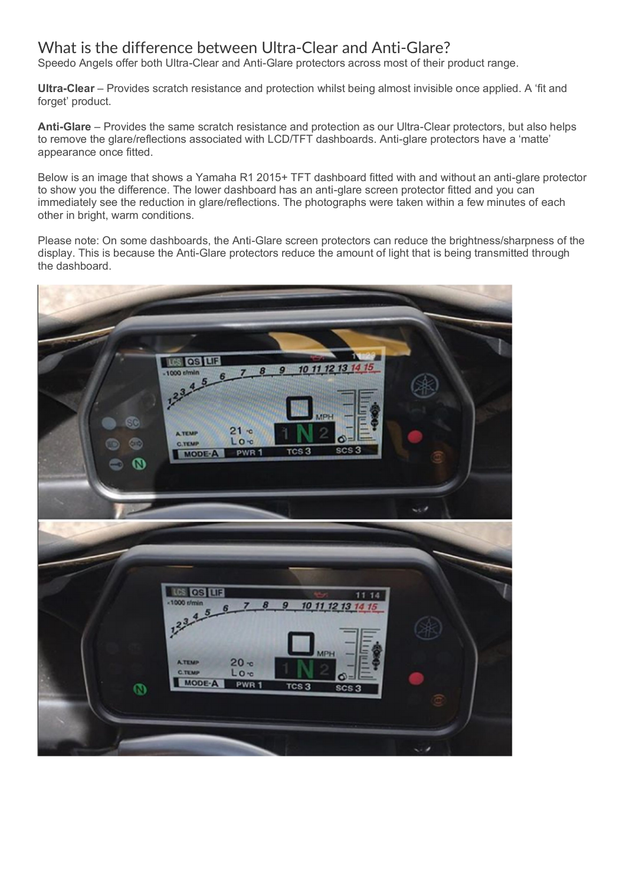# What is the difference between Ultra-Clear and Anti-Glare?

Speedo Angels offer both Ultra-Clear and Anti-Glare protectors across most of their product range.

**Ultra-Clear** – Provides scratch resistance and protection whilst being almost invisible once applied. A 'fit and forget' product.

**Anti-Glare** – Provides the same scratch resistance and protection as our Ultra-Clear protectors, but also helps to remove the glare/reflections associated with LCD/TFT dashboards. Anti-glare protectors have a 'matte' appearance once fitted.

Below is an image that shows a Yamaha R1 2015+ TFT dashboard fitted with and without an anti-glare protector to show you the difference. The lower dashboard has an anti-glare screen protector fitted and you can immediately see the reduction in glare/reflections. The photographs were taken within a few minutes of each other in bright, warm conditions.

Please note: On some dashboards, the Anti-Glare screen protectors can reduce the brightness/sharpness of the display. This is because the Anti-Glare protectors reduce the amount of light that is being transmitted through the dashboard.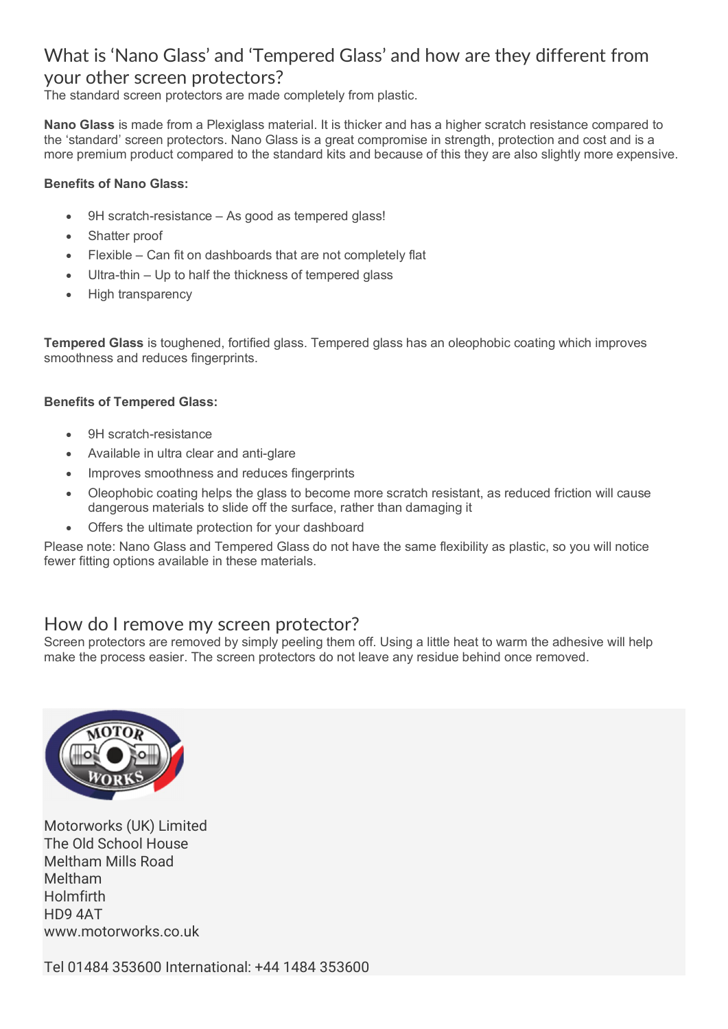## What is 'Nano Glass' and 'Tempered Glass' and how are they different from your other screen protectors?

The standard screen protectors are made completely from plastic.

**Nano Glass** is made from a Plexiglass material. It is thicker and has a higher scratch resistance compared to the 'standard' screen protectors. Nano Glass is a great compromise in strength, protection and cost and is a more premium product compared to the standard kits and because of this they are also slightly more expensive.

**Benefits of Nano Glass:**

- 9H scratch-resistance – As good as tempered glass!
- Shatter proof
- Flexible – Can fit on dashboards that are not completely flat
- Ultra-thin – Up to half the thickness of tempered glass
- High transparency

**Tempered Glass** is toughened, fortified glass. Tempered glass has an oleophobic coating which improves smoothness and reduces fingerprints.

**Benefits of Tempered Glass:**

- 9H scratch-resistance
- Available in ultra clear and anti-glare
- Improves smoothness and reduces fingerprints
- Oleophobic coating helps the glass to become more scratch resistant, as reduced friction will cause dangerous materials to slide off the surface, rather than damaging it
- Offers the ultimate protection for your dashboard

Please note: Nano Glass and Tempered Glass do not have the same flexibility as plastic, so you will notice fewer fitting options available in these materials.

## How do I remove my screen protector?

Screen protectors are removed by simply peeling them off. Using a little heat to warm the adhesive will help make the process easier. The screen protectors do not leave any residue behind once removed.

Motorworks (UK) Limited
The Old School House
Meltham Mills Road
Meltham
Holmfirth
HD9 4AT
www.motorworks.co.uk

Tel 01484 353600 International: +44 1484 353600